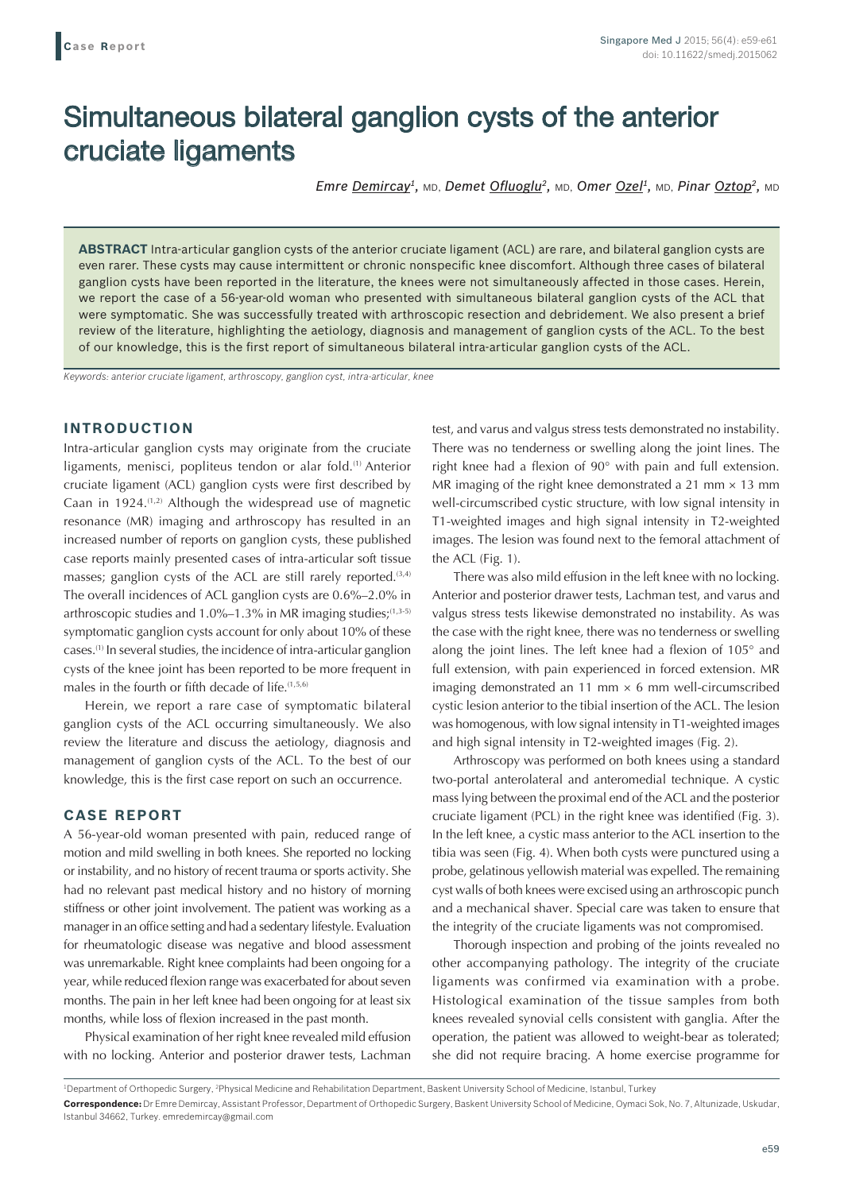Case Report

# Simultaneous bilateral ganglion cysts of the anterior cruciate ligaments

*Emre Demircay[1], MD, Demet Ofluoglu[2], MD, Omer Ozel[1], MD, Pinar Oztop[2], MD*

**ABSTRACT** Intra-articular ganglion cysts of the anterior cruciate ligament (ACL) are rare, and bilateral ganglion cysts are even rarer. These cysts may cause intermittent or chronic nonspecific knee discomfort. Although three cases of bilateral ganglion cysts have been reported in the literature, the knees were not simultaneously affected in those cases. Herein, we report the case of a 56-year-old woman who presented with simultaneous bilateral ganglion cysts of the ACL that were symptomatic. She was successfully treated with arthroscopic resection and debridement. We also present a brief review of the literature, highlighting the aetiology, diagnosis and management of ganglion cysts of the ACL. To the best of our knowledge, this is the first report of simultaneous bilateral intra-articular ganglion cysts of the ACL.

*Keywords: anterior cruciate ligament, arthroscopy, ganglion cyst, intra-articular, knee*

## INTRODUCTION

Intra-articular ganglion cysts may originate from the cruciate ligaments, menisci, popliteus tendon or alar fold.[1] Anterior cruciate ligament (ACL) ganglion cysts were first described by Caan in 1924.[1,2] Although the widespread use of magnetic resonance (MR) imaging and arthroscopy has resulted in an increased number of reports on ganglion cysts, these published case reports mainly presented cases of intra-articular soft tissue masses; ganglion cysts of the ACL are still rarely reported.[3,4] The overall incidences of ACL ganglion cysts are 0.6%–2.0% in arthroscopic studies and 1.0%–1.3% in MR imaging studies;[1,3-5] symptomatic ganglion cysts account for only about 10% of these cases.[1] In several studies, the incidence of intra-articular ganglion cysts of the knee joint has been reported to be more frequent in males in the fourth or fifth decade of life.[1,5,6]

Herein, we report a rare case of symptomatic bilateral ganglion cysts of the ACL occurring simultaneously. We also review the literature and discuss the aetiology, diagnosis and management of ganglion cysts of the ACL. To the best of our knowledge, this is the first case report on such an occurrence.

## CASE REPORT

A 56-year-old woman presented with pain, reduced range of motion and mild swelling in both knees. She reported no locking or instability, and no history of recent trauma or sports activity. She had no relevant past medical history and no history of morning stiffness or other joint involvement. The patient was working as a manager in an office setting and had a sedentary lifestyle. Evaluation for rheumatologic disease was negative and blood assessment was unremarkable. Right knee complaints had been ongoing for a year, while reduced flexion range was exacerbated for about seven months. The pain in her left knee had been ongoing for at least six months, while loss of flexion increased in the past month.

Physical examination of her right knee revealed mild effusion with no locking. Anterior and posterior drawer tests, Lachman test, and varus and valgus stress tests demonstrated no instability. There was no tenderness or swelling along the joint lines. The right knee had a flexion of 90° with pain and full extension. MR imaging of the right knee demonstrated a 21 mm × 13 mm well-circumscribed cystic structure, with low signal intensity in T1-weighted images and high signal intensity in T2-weighted images. The lesion was found next to the femoral attachment of the ACL (Fig. 1).

There was also mild effusion in the left knee with no locking. Anterior and posterior drawer tests, Lachman test, and varus and valgus stress tests likewise demonstrated no instability. As was the case with the right knee, there was no tenderness or swelling along the joint lines. The left knee had a flexion of 105° and full extension, with pain experienced in forced extension. MR imaging demonstrated an 11 mm × 6 mm well-circumscribed cystic lesion anterior to the tibial insertion of the ACL. The lesion was homogenous, with low signal intensity in T1-weighted images and high signal intensity in T2-weighted images (Fig. 2).

Arthroscopy was performed on both knees using a standard two-portal anterolateral and anteromedial technique. A cystic mass lying between the proximal end of the ACL and the posterior cruciate ligament (PCL) in the right knee was identified (Fig. 3). In the left knee, a cystic mass anterior to the ACL insertion to the tibia was seen (Fig. 4). When both cysts were punctured using a probe, gelatinous yellowish material was expelled. The remaining cyst walls of both knees were excised using an arthroscopic punch and a mechanical shaver. Special care was taken to ensure that the integrity of the cruciate ligaments was not compromised.

Thorough inspection and probing of the joints revealed no other accompanying pathology. The integrity of the cruciate ligaments was confirmed via examination with a probe. Histological examination of the tissue samples from both knees revealed synovial cells consistent with ganglia. After the operation, the patient was allowed to weight-bear as tolerated; she did not require bracing. A home exercise programme for

[1]Department of Orthopedic Surgery, [2]Physical Medicine and Rehabilitation Department, Baskent University School of Medicine, Istanbul, Turkey

**Correspondence:** Dr Emre Demircay, Assistant Professor, Department of Orthopedic Surgery, Baskent University School of Medicine, Oymaci Sok, No. 7, Altunizade, Uskudar, Istanbul 34662, Turkey. emredemircay@gmail.com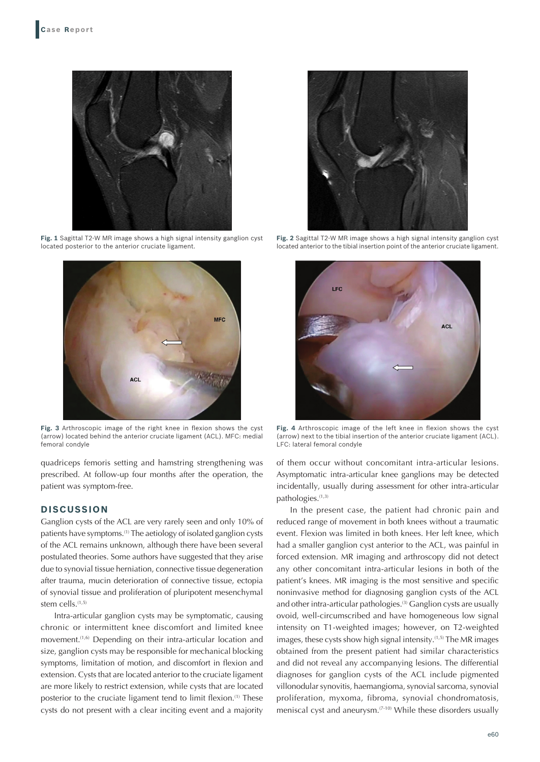**Fig. 1** Sagittal T2-W MR image shows a high signal intensity ganglion cyst located posterior to the anterior cruciate ligament.

**Fig. 2** Sagittal T2-W MR image shows a high signal intensity ganglion cyst located anterior to the tibial insertion point of the anterior cruciate ligament.

**Fig. 3** Arthroscopic image of the right knee in flexion shows the cyst (arrow) located behind the anterior cruciate ligament (ACL). MFC: medial femoral condyle

**Fig. 4** Arthroscopic image of the left knee in flexion shows the cyst (arrow) next to the tibial insertion of the anterior cruciate ligament (ACL). LFC: lateral femoral condyle

quadriceps femoris setting and hamstring strengthening was prescribed. At follow-up four months after the operation, the patient was symptom-free.

## DISCUSSION

Ganglion cysts of the ACL are very rarely seen and only 10% of patients have symptoms.[1] The aetiology of isolated ganglion cysts of the ACL remains unknown, although there have been several postulated theories. Some authors have suggested that they arise due to synovial tissue herniation, connective tissue degeneration after trauma, mucin deterioration of connective tissue, ectopia of synovial tissue and proliferation of pluripotent mesenchymal stem cells.[1,5]

Intra-articular ganglion cysts may be symptomatic, causing chronic or intermittent knee discomfort and limited knee movement.[1,6] Depending on their intra-articular location and size, ganglion cysts may be responsible for mechanical blocking symptoms, limitation of motion, and discomfort in flexion and extension. Cysts that are located anterior to the cruciate ligament are more likely to restrict extension, while cysts that are located posterior to the cruciate ligament tend to limit flexion.[1] These cysts do not present with a clear inciting event and a majority of them occur without concomitant intra-articular lesions. Asymptomatic intra-articular knee ganglions may be detected incidentally, usually during assessment for other intra-articular pathologies.[1,3]

In the present case, the patient had chronic pain and reduced range of movement in both knees without a traumatic event. Flexion was limited in both knees. Her left knee, which had a smaller ganglion cyst anterior to the ACL, was painful in forced extension. MR imaging and arthroscopy did not detect any other concomitant intra-articular lesions in both of the patient's knees. MR imaging is the most sensitive and specific noninvasive method for diagnosing ganglion cysts of the ACL and other intra-articular pathologies.[3] Ganglion cysts are usually ovoid, well-circumscribed and have homogeneous low signal intensity on T1-weighted images; however, on T2-weighted images, these cysts show high signal intensity.[1,5] The MR images obtained from the present patient had similar characteristics and did not reveal any accompanying lesions. The differential diagnoses for ganglion cysts of the ACL include pigmented villonodular synovitis, haemangioma, synovial sarcoma, synovial proliferation, myxoma, fibroma, synovial chondromatosis, meniscal cyst and aneurysm.[7-10] While these disorders usually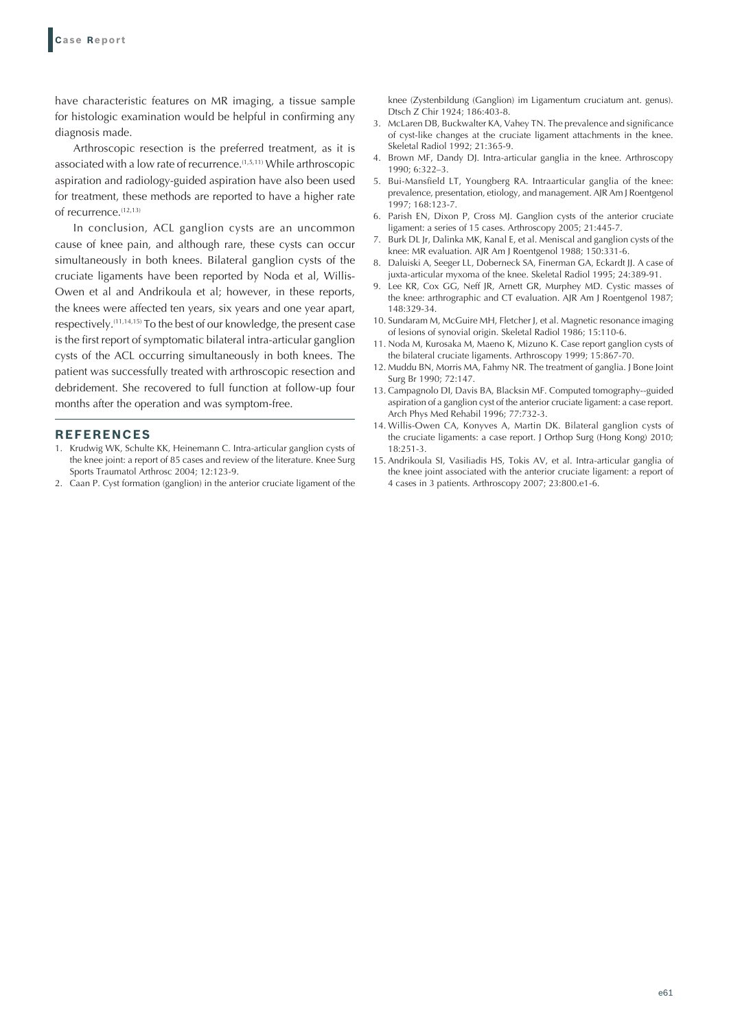have characteristic features on MR imaging, a tissue sample for histologic examination would be helpful in confirming any diagnosis made.

Arthroscopic resection is the preferred treatment, as it is associated with a low rate of recurrence.[1,5,11] While arthroscopic aspiration and radiology-guided aspiration have also been used for treatment, these methods are reported to have a higher rate of recurrence.[12,13]

In conclusion, ACL ganglion cysts are an uncommon cause of knee pain, and although rare, these cysts can occur simultaneously in both knees. Bilateral ganglion cysts of the cruciate ligaments have been reported by Noda et al, Willis-Owen et al and Andrikoula et al; however, in these reports, the knees were affected ten years, six years and one year apart, respectively.[11,14,15] To the best of our knowledge, the present case is the first report of symptomatic bilateral intra-articular ganglion cysts of the ACL occurring simultaneously in both knees. The patient was successfully treated with arthroscopic resection and debridement. She recovered to full function at follow-up four months after the operation and was symptom-free.

## REFERENCES

1. Krudwig WK, Schulte KK, Heinemann C. Intra-articular ganglion cysts of the knee joint: a report of 85 cases and review of the literature. Knee Surg Sports Traumatol Arthrosc 2004; 12:123-9.
2. Caan P. Cyst formation (ganglion) in the anterior cruciate ligament of the knee (Zystenbildung (Ganglion) im Ligamentum cruciatum ant. genus). Dtsch Z Chir 1924; 186:403-8.
3. McLaren DB, Buckwalter KA, Vahey TN. The prevalence and significance of cyst-like changes at the cruciate ligament attachments in the knee. Skeletal Radiol 1992; 21:365-9.
4. Brown MF, Dandy DJ. Intra-articular ganglia in the knee. Arthroscopy 1990; 6:322–3.
5. Bui-Mansfield LT, Youngberg RA. Intraarticular ganglia of the knee: prevalence, presentation, etiology, and management. AJR Am J Roentgenol 1997; 168:123-7.
6. Parish EN, Dixon P, Cross MJ. Ganglion cysts of the anterior cruciate ligament: a series of 15 cases. Arthroscopy 2005; 21:445-7.
7. Burk DL Jr, Dalinka MK, Kanal E, et al. Meniscal and ganglion cysts of the knee: MR evaluation. AJR Am J Roentgenol 1988; 150:331-6.
8. Daluiski A, Seeger LL, Doberneck SA, Finerman GA, Eckardt JJ. A case of juxta-articular myxoma of the knee. Skeletal Radiol 1995; 24:389-91.
9. Lee KR, Cox GG, Neff JR, Arnett GR, Murphey MD. Cystic masses of the knee: arthrographic and CT evaluation. AJR Am J Roentgenol 1987; 148:329-34.
10. Sundaram M, McGuire MH, Fletcher J, et al. Magnetic resonance imaging of lesions of synovial origin. Skeletal Radiol 1986; 15:110-6.
11. Noda M, Kurosaka M, Maeno K, Mizuno K. Case report ganglion cysts of the bilateral cruciate ligaments. Arthroscopy 1999; 15:867-70.
12. Muddu BN, Morris MA, Fahmy NR. The treatment of ganglia. J Bone Joint Surg Br 1990; 72:147.
13. Campagnolo DI, Davis BA, Blacksin MF. Computed tomography--guided aspiration of a ganglion cyst of the anterior cruciate ligament: a case report. Arch Phys Med Rehabil 1996; 77:732-3.
14. Willis-Owen CA, Konyves A, Martin DK. Bilateral ganglion cysts of the cruciate ligaments: a case report. J Orthop Surg (Hong Kong) 2010; 18:251-3.
15. Andrikoula SI, Vasiliadis HS, Tokis AV, et al. Intra-articular ganglia of the knee joint associated with the anterior cruciate ligament: a report of 4 cases in 3 patients. Arthroscopy 2007; 23:800.e1-6.